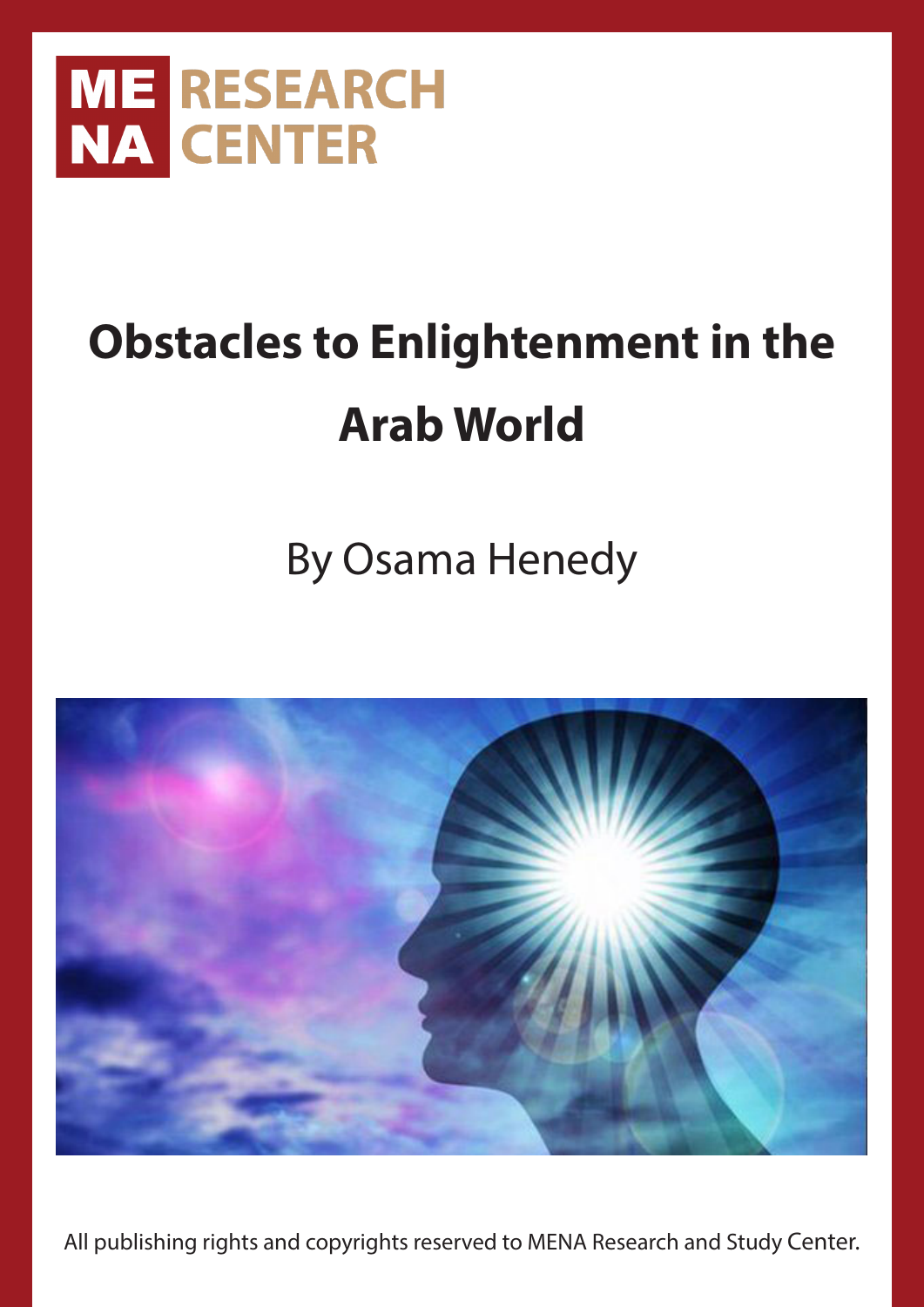MENA RESEARCH CENTER

# Obstacles to Enlightenment in the Arab World

By Osama Henedy

All publishing rights and copyrights reserved to MENA Research and Study Center.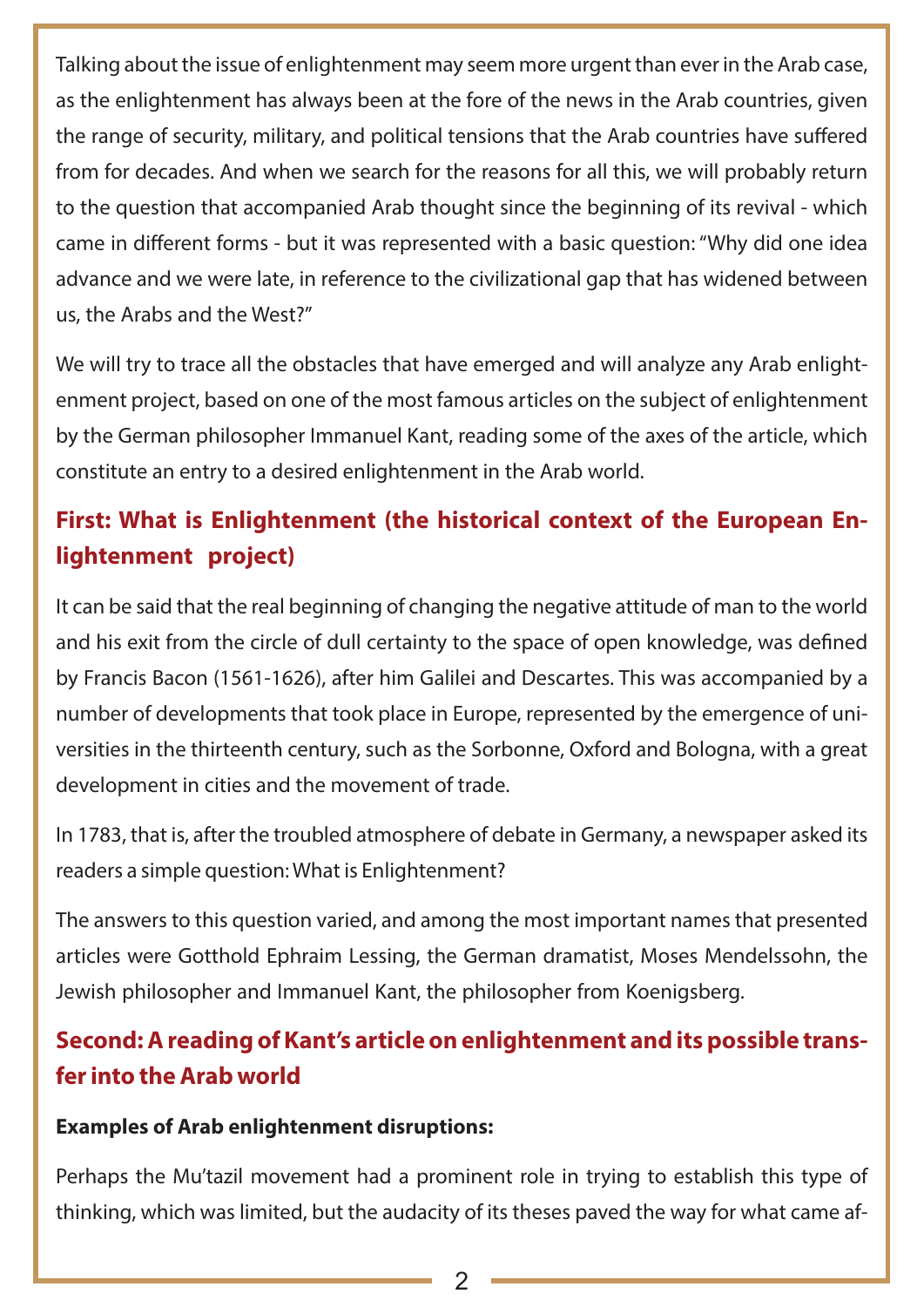Talking about the issue of enlightenment may seem more urgent than ever in the Arab case, as the enlightenment has always been at the fore of the news in the Arab countries, given the range of security, military, and political tensions that the Arab countries have suffered from for decades. And when we search for the reasons for all this, we will probably return to the question that accompanied Arab thought since the beginning of its revival - which came in different forms - but it was represented with a basic question: "Why did one idea advance and we were late, in reference to the civilizational gap that has widened between us, the Arabs and the West?"

We will try to trace all the obstacles that have emerged and will analyze any Arab enlightenment project, based on one of the most famous articles on the subject of enlightenment by the German philosopher Immanuel Kant, reading some of the axes of the article, which constitute an entry to a desired enlightenment in the Arab world.

## First: What is Enlightenment (the historical context of the European Enlightenment project)

It can be said that the real beginning of changing the negative attitude of man to the world and his exit from the circle of dull certainty to the space of open knowledge, was defined by Francis Bacon (1561-1626), after him Galilei and Descartes. This was accompanied by a number of developments that took place in Europe, represented by the emergence of universities in the thirteenth century, such as the Sorbonne, Oxford and Bologna, with a great development in cities and the movement of trade.

In 1783, that is, after the troubled atmosphere of debate in Germany, a newspaper asked its readers a simple question: What is Enlightenment?

The answers to this question varied, and among the most important names that presented articles were Gotthold Ephraim Lessing, the German dramatist, Moses Mendelssohn, the Jewish philosopher and Immanuel Kant, the philosopher from Koenigsberg.

## Second: A reading of Kant's article on enlightenment and its possible transfer into the Arab world

**Examples of Arab enlightenment disruptions:**

Perhaps the Mu'tazil movement had a prominent role in trying to establish this type of thinking, which was limited, but the audacity of its theses paved the way for what came af-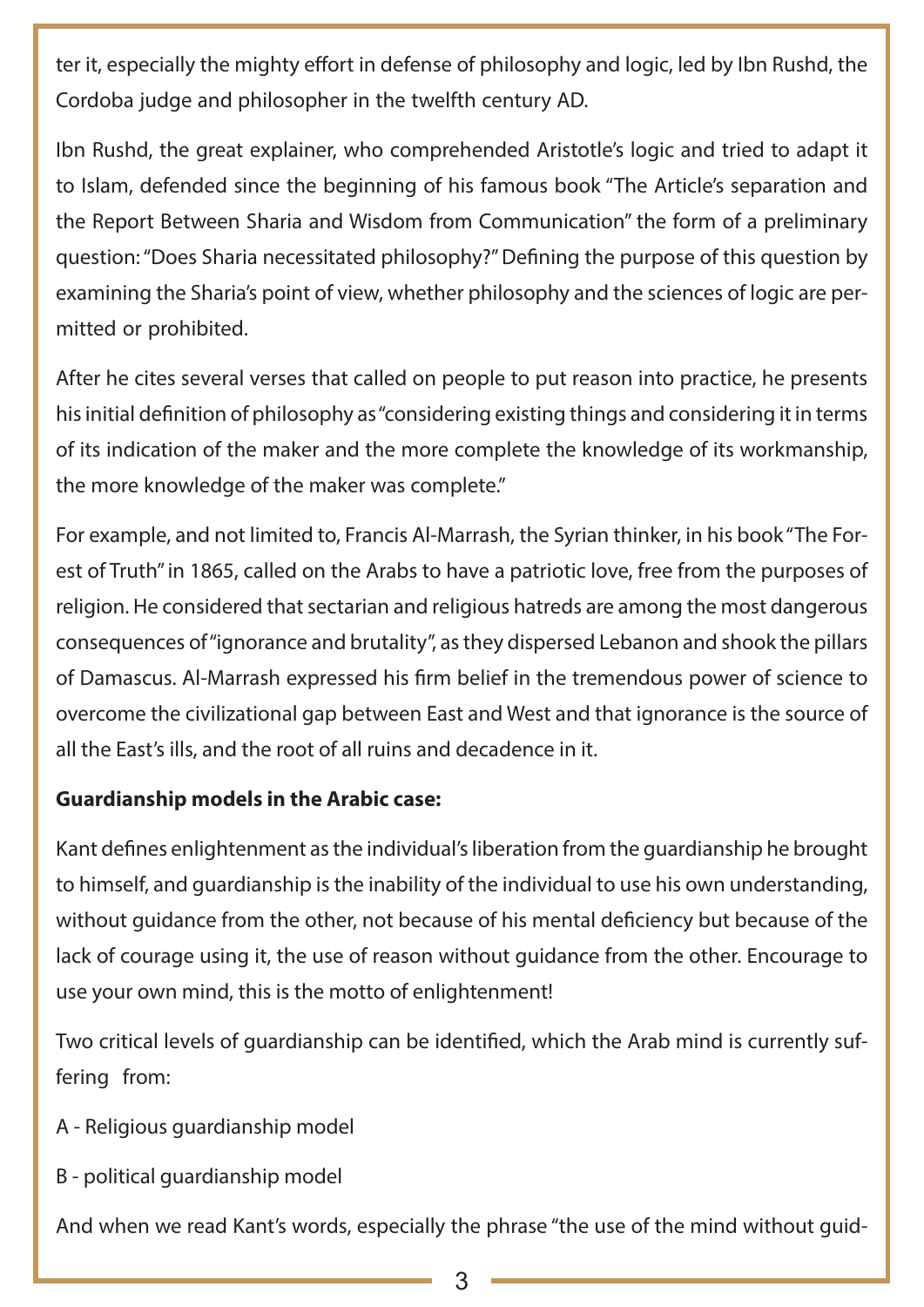ter it, especially the mighty effort in defense of philosophy and logic, led by Ibn Rushd, the Cordoba judge and philosopher in the twelfth century AD.

Ibn Rushd, the great explainer, who comprehended Aristotle's logic and tried to adapt it to Islam, defended since the beginning of his famous book "The Article's separation and the Report Between Sharia and Wisdom from Communication" the form of a preliminary question: "Does Sharia necessitated philosophy?" Defining the purpose of this question by examining the Sharia's point of view, whether philosophy and the sciences of logic are permitted or prohibited.

After he cites several verses that called on people to put reason into practice, he presents his initial definition of philosophy as "considering existing things and considering it in terms of its indication of the maker and the more complete the knowledge of its workmanship, the more knowledge of the maker was complete."

For example, and not limited to, Francis Al-Marrash, the Syrian thinker, in his book "The Forest of Truth" in 1865, called on the Arabs to have a patriotic love, free from the purposes of religion. He considered that sectarian and religious hatreds are among the most dangerous consequences of "ignorance and brutality", as they dispersed Lebanon and shook the pillars of Damascus. Al-Marrash expressed his firm belief in the tremendous power of science to overcome the civilizational gap between East and West and that ignorance is the source of all the East's ills, and the root of all ruins and decadence in it.

**Guardianship models in the Arabic case:**

Kant defines enlightenment as the individual's liberation from the guardianship he brought to himself, and guardianship is the inability of the individual to use his own understanding, without guidance from the other, not because of his mental deficiency but because of the lack of courage using it, the use of reason without guidance from the other. Encourage to use your own mind, this is the motto of enlightenment!

Two critical levels of guardianship can be identified, which the Arab mind is currently suffering from:

A - Religious guardianship model

B - political guardianship model

And when we read Kant's words, especially the phrase "the use of the mind without guid-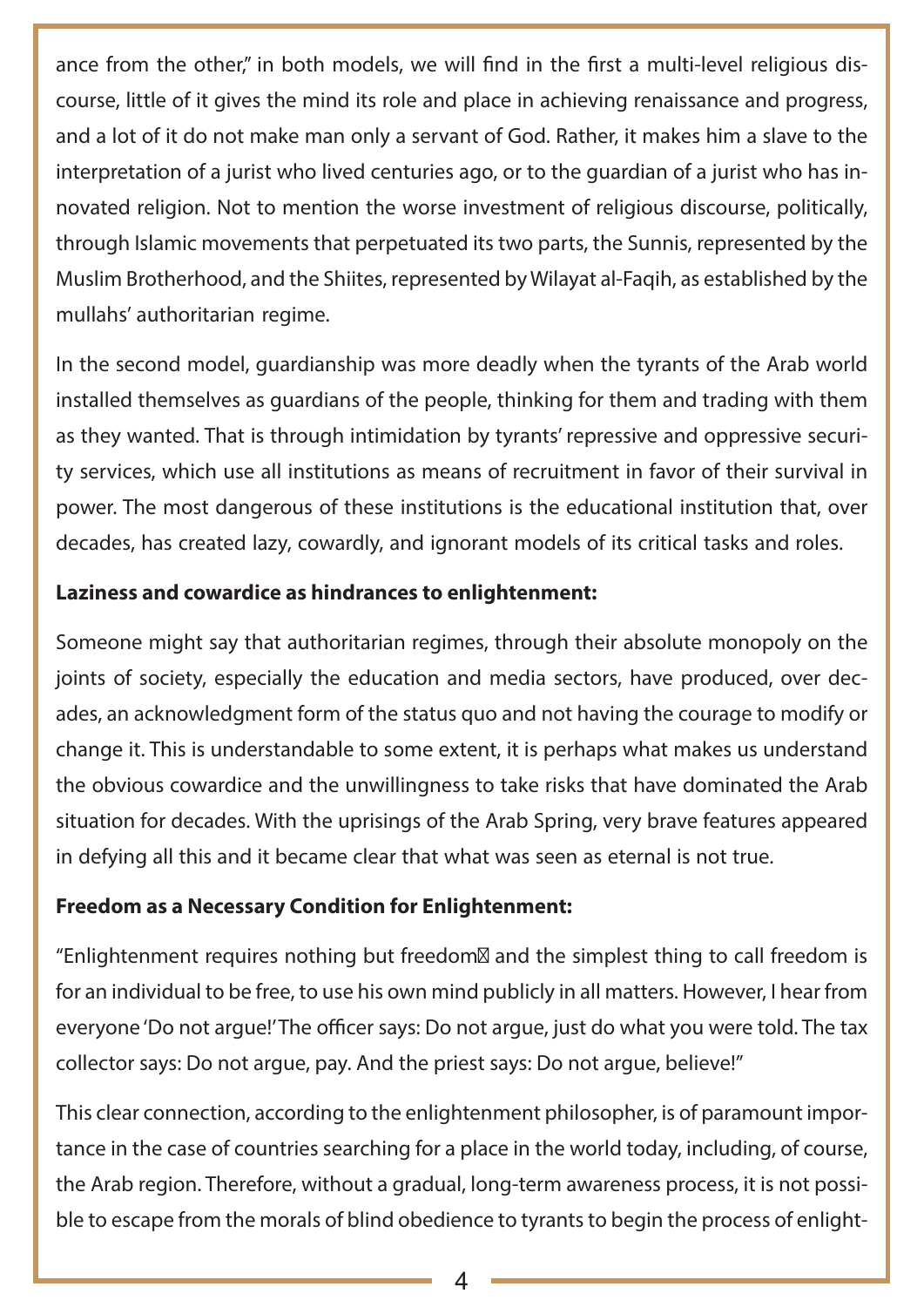ance from the other," in both models, we will find in the first a multi-level religious discourse, little of it gives the mind its role and place in achieving renaissance and progress, and a lot of it do not make man only a servant of God. Rather, it makes him a slave to the interpretation of a jurist who lived centuries ago, or to the guardian of a jurist who has innovated religion. Not to mention the worse investment of religious discourse, politically, through Islamic movements that perpetuated its two parts, the Sunnis, represented by the Muslim Brotherhood, and the Shiites, represented by Wilayat al-Faqih, as established by the mullahs' authoritarian regime.

In the second model, guardianship was more deadly when the tyrants of the Arab world installed themselves as guardians of the people, thinking for them and trading with them as they wanted. That is through intimidation by tyrants' repressive and oppressive security services, which use all institutions as means of recruitment in favor of their survival in power. The most dangerous of these institutions is the educational institution that, over decades, has created lazy, cowardly, and ignorant models of its critical tasks and roles.

**Laziness and cowardice as hindrances to enlightenment:**

Someone might say that authoritarian regimes, through their absolute monopoly on the joints of society, especially the education and media sectors, have produced, over decades, an acknowledgment form of the status quo and not having the courage to modify or change it. This is understandable to some extent, it is perhaps what makes us understand the obvious cowardice and the unwillingness to take risks that have dominated the Arab situation for decades. With the uprisings of the Arab Spring, very brave features appeared in defying all this and it became clear that what was seen as eternal is not true.

**Freedom as a Necessary Condition for Enlightenment:**

"Enlightenment requires nothing but freedom and the simplest thing to call freedom is for an individual to be free, to use his own mind publicly in all matters. However, I hear from everyone 'Do not argue!' The officer says: Do not argue, just do what you were told. The tax collector says: Do not argue, pay. And the priest says: Do not argue, believe!"

This clear connection, according to the enlightenment philosopher, is of paramount importance in the case of countries searching for a place in the world today, including, of course, the Arab region. Therefore, without a gradual, long-term awareness process, it is not possible to escape from the morals of blind obedience to tyrants to begin the process of enlight-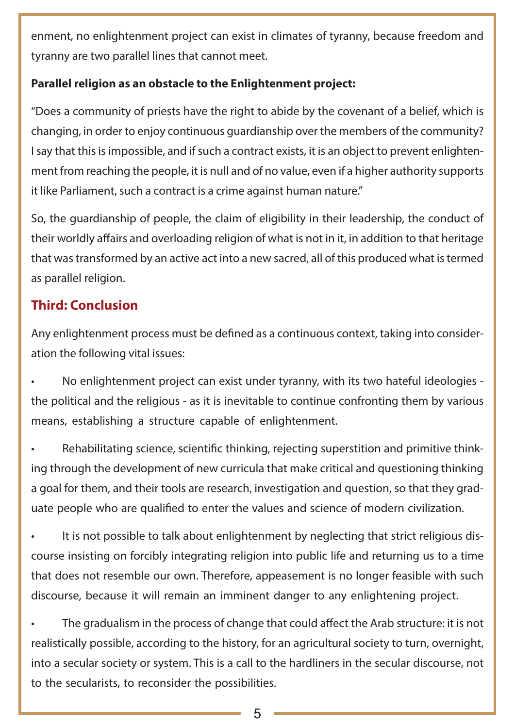enment, no enlightenment project can exist in climates of tyranny, because freedom and tyranny are two parallel lines that cannot meet.

**Parallel religion as an obstacle to the Enlightenment project:**

"Does a community of priests have the right to abide by the covenant of a belief, which is changing, in order to enjoy continuous guardianship over the members of the community? I say that this is impossible, and if such a contract exists, it is an object to prevent enlightenment from reaching the people, it is null and of no value, even if a higher authority supports it like Parliament, such a contract is a crime against human nature."

So, the guardianship of people, the claim of eligibility in their leadership, the conduct of their worldly affairs and overloading religion of what is not in it, in addition to that heritage that was transformed by an active act into a new sacred, all of this produced what is termed as parallel religion.

## Third: Conclusion

Any enlightenment process must be defined as a continuous context, taking into consideration the following vital issues:

- No enlightenment project can exist under tyranny, with its two hateful ideologies - the political and the religious - as it is inevitable to continue confronting them by various means, establishing a structure capable of enlightenment.
- Rehabilitating science, scientific thinking, rejecting superstition and primitive thinking through the development of new curricula that make critical and questioning thinking a goal for them, and their tools are research, investigation and question, so that they graduate people who are qualified to enter the values and science of modern civilization.
- It is not possible to talk about enlightenment by neglecting that strict religious discourse insisting on forcibly integrating religion into public life and returning us to a time that does not resemble our own. Therefore, appeasement is no longer feasible with such discourse, because it will remain an imminent danger to any enlightening project.
- The gradualism in the process of change that could affect the Arab structure: it is not realistically possible, according to the history, for an agricultural society to turn, overnight, into a secular society or system. This is a call to the hardliners in the secular discourse, not to the secularists, to reconsider the possibilities.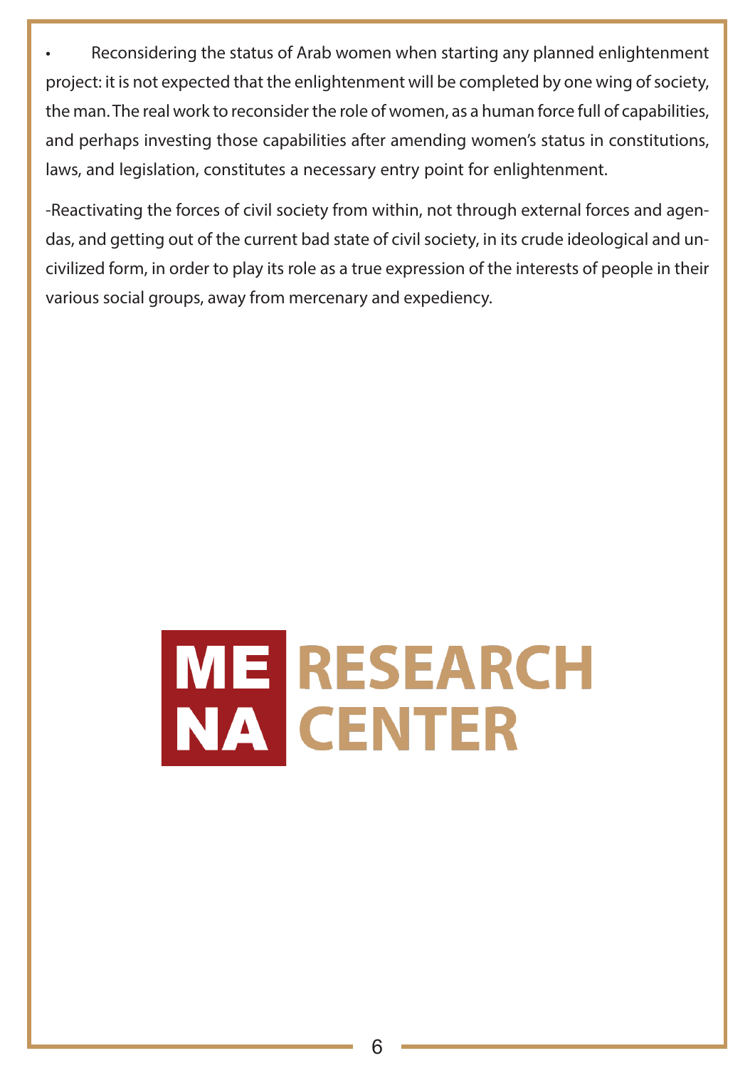- Reconsidering the status of Arab women when starting any planned enlightenment project: it is not expected that the enlightenment will be completed by one wing of society, the man. The real work to reconsider the role of women, as a human force full of capabilities, and perhaps investing those capabilities after amending women's status in constitutions, laws, and legislation, constitutes a necessary entry point for enlightenment.

-Reactivating the forces of civil society from within, not through external forces and agendas, and getting out of the current bad state of civil society, in its crude ideological and uncivilized form, in order to play its role as a true expression of the interests of people in their various social groups, away from mercenary and expediency.

MENA RESEARCH CENTER